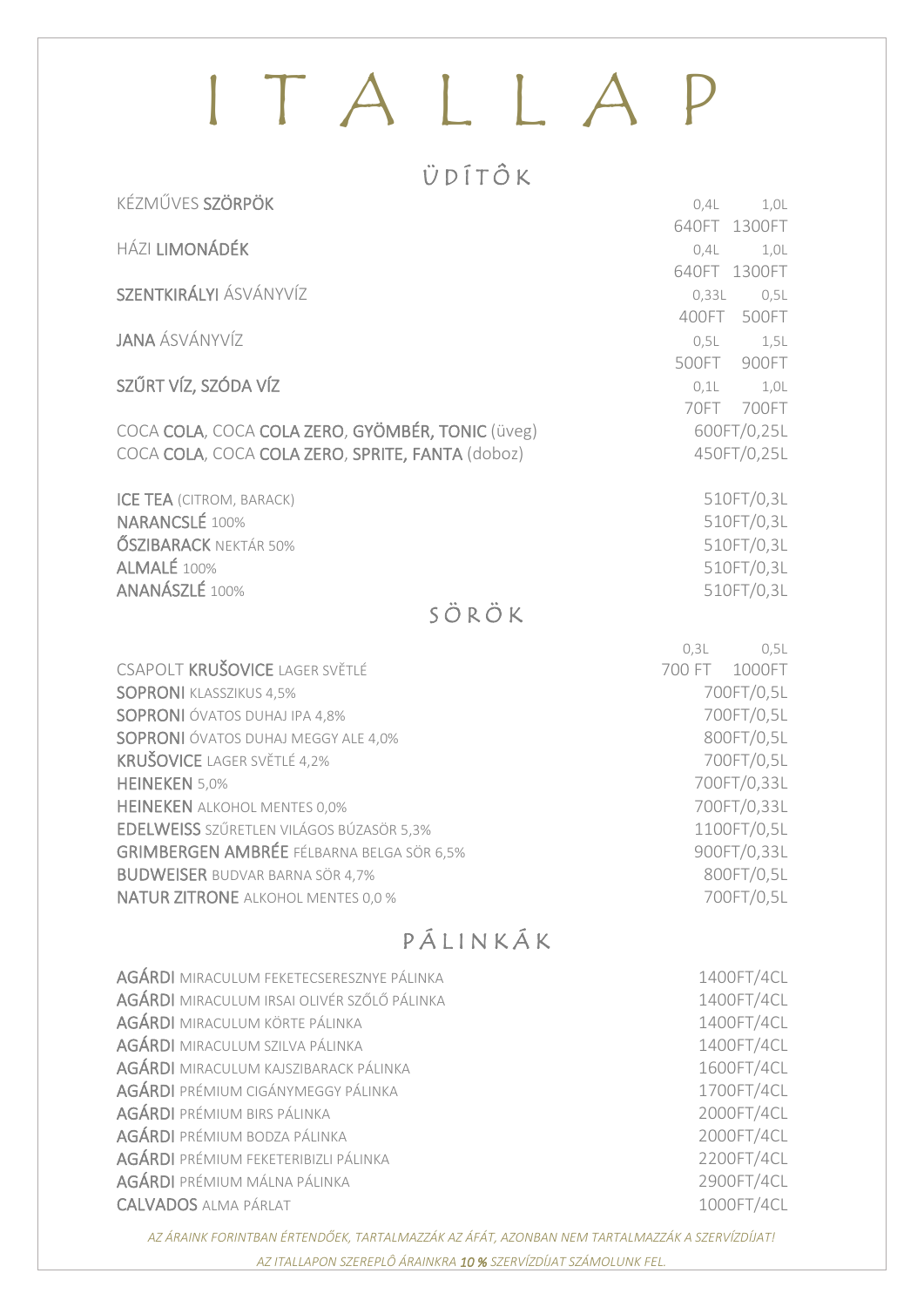# ITALLAP

## ÜDÍTŐK

| | | |
|---|---|---|
| KÉZMŰVES **SZÖRPÖK** | 0,4L<br>640FT | 1,0L<br>1300FT |
| HÁZI **LIMONÁDÉK** | 0,4L<br>640FT | 1,0L<br>1300FT |
| **SZENTKIRÁLYI** ÁSVÁNYVÍZ | 0,33L<br>400FT | 0,5L<br>500FT |
| **JANA** ÁSVÁNYVÍZ | 0,5L<br>500FT | 1,5L<br>900FT |
| **SZŰRT VÍZ, SZÓDA VÍZ** | 0,1L<br>70FT | 1,0L<br>700FT |

| | |
|---|---|
| COCA **COLA**, COCA **COLA ZERO**, **GYÖMBÉR, TONIC** (üveg) | 600FT/0,25L |
| COCA **COLA**, COCA **COLA ZERO**, **SPRITE, FANTA** (doboz) | 450FT/0,25L |
| **ICE TEA** (CITROM, BARACK) | 510FT/0,3L |
| **NARANCSLÉ** 100% | 510FT/0,3L |
| **ŐSZIBARACK** NEKTÁR 50% | 510FT/0,3L |
| **ALMALÉ** 100% | 510FT/0,3L |
| **ANANÁSZLÉ** 100% | 510FT/0,3L |

## SÖRÖK

| | 0,3L | 0,5L |
|---|---|---|
| CSAPOLT **KRUŠOVICE** LAGER SVĚTLÉ | 700 FT | 1000FT |

| | |
|---|---|
| **SOPRONI** KLASSZIKUS 4,5% | 700FT/0,5L |
| **SOPRONI** ÓVATOS DUHAJ IPA 4,8% | 700FT/0,5L |
| **SOPRONI** ÓVATOS DUHAJ MEGGY ALE 4,0% | 800FT/0,5L |
| **KRUŠOVICE** LAGER SVĚTLÉ 4,2% | 700FT/0,5L |
| **HEINEKEN** 5,0% | 700FT/0,33L |
| **HEINEKEN** ALKOHOL MENTES 0,0% | 700FT/0,33L |
| **EDELWEISS** SZŰRETLEN VILÁGOS BÚZASÖR 5,3% | 1100FT/0,5L |
| **GRIMBERGEN AMBRÉE** FÉLBARNA BELGA SÖR 6,5% | 900FT/0,33L |
| **BUDWEISER** BUDVAR BARNA SÖR 4,7% | 800FT/0,5L |
| **NATUR ZITRONE** ALKOHOL MENTES 0,0 % | 700FT/0,5L |

## PÁLINKÁK

| | |
|---|---|
| **AGÁRDI** MIRACULUM FEKETECSERESZNYE PÁLINKA | 1400FT/4CL |
| **AGÁRDI** MIRACULUM IRSAI OLIVÉR SZŐLŐ PÁLINKA | 1400FT/4CL |
| **AGÁRDI** MIRACULUM KÖRTE PÁLINKA | 1400FT/4CL |
| **AGÁRDI** MIRACULUM SZILVA PÁLINKA | 1400FT/4CL |
| **AGÁRDI** MIRACULUM KAJSZIBARACK PÁLINKA | 1600FT/4CL |
| **AGÁRDI** PRÉMIUM CIGÁNYMEGGY PÁLINKA | 1700FT/4CL |
| **AGÁRDI** PRÉMIUM BIRS PÁLINKA | 2000FT/4CL |
| **AGÁRDI** PRÉMIUM BODZA PÁLINKA | 2000FT/4CL |
| **AGÁRDI** PRÉMIUM FEKETERIBIZLI PÁLINKA | 2200FT/4CL |
| **AGÁRDI** PRÉMIUM MÁLNA PÁLINKA | 2900FT/4CL |
| **CALVADOS** ALMA PÁRLAT | 1000FT/4CL |

*AZ ÁRAINK FORINTBAN ÉRTENDŐEK, TARTALMAZZÁK AZ ÁFÁT, AZONBAN NEM TARTALMAZZÁK A SZERVÍZDÍJAT!*

*AZ ITALLAPON SZEREPLŐ ÁRAINKRA **10 %** SZERVÍZDÍJAT SZÁMOLUNK FEL.*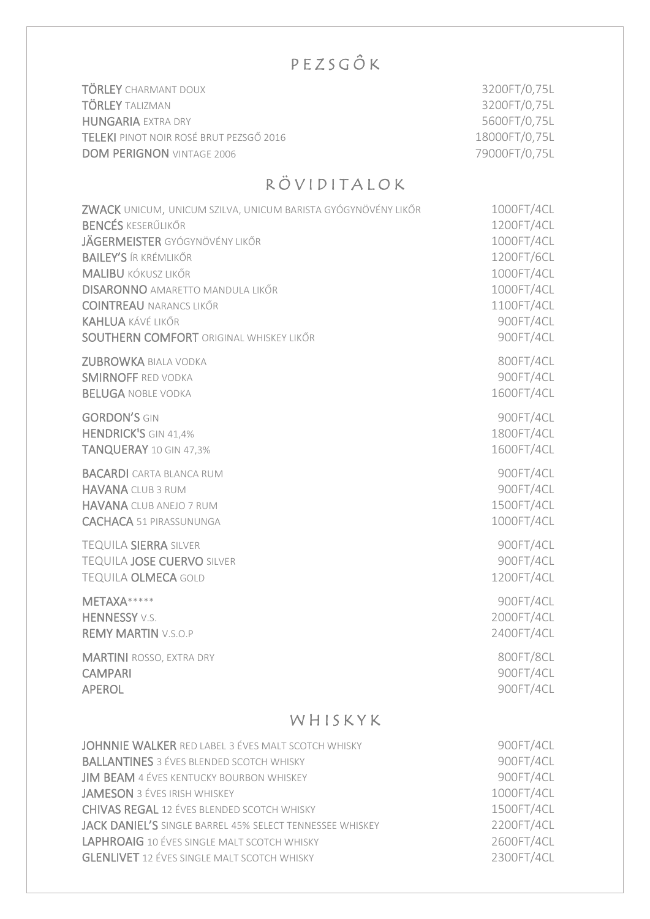## PEZSGŐK

| | |
|---|---|
| **TÖRLEY** CHARMANT DOUX | 3200FT/0,75L |
| **TÖRLEY** TALIZMAN | 3200FT/0,75L |
| **HUNGARIA** EXTRA DRY | 5600FT/0,75L |
| **TELEKI** PINOT NOIR ROSÉ BRUT PEZSGŐ 2016 | 18000FT/0,75L |
| **DOM PERIGNON** VINTAGE 2006 | 79000FT/0,75L |

## RÖVIDITALOK

| | |
|---|---|
| **ZWACK** UNICUM, UNICUM SZILVA, UNICUM BARISTA GYÓGYNÖVÉNY LIKŐR | 1000FT/4CL |
| **BENCÉS** KESERŰLIKŐR | 1200FT/4CL |
| **JÄGERMEISTER** GYÓGYNÖVÉNY LIKŐR | 1000FT/4CL |
| **BAILEY'S** ÍR KRÉMLIKŐR | 1200FT/6CL |
| **MALIBU** KÓKUSZ LIKŐR | 1000FT/4CL |
| **DISARONNO** AMARETTO MANDULA LIKŐR | 1000FT/4CL |
| **COINTREAU** NARANCS LIKŐR | 1100FT/4CL |
| **KAHLUA** KÁVÉ LIKŐR | 900FT/4CL |
| **SOUTHERN COMFORT** ORIGINAL WHISKEY LIKŐR | 900FT/4CL |
| **ZUBROWKA** BIALA VODKA | 800FT/4CL |
| **SMIRNOFF** RED VODKA | 900FT/4CL |
| **BELUGA** NOBLE VODKA | 1600FT/4CL |
| **GORDON'S** GIN | 900FT/4CL |
| **HENDRICK'S** GIN 41,4% | 1800FT/4CL |
| **TANQUERAY** 10 GIN 47,3% | 1600FT/4CL |
| **BACARDI** CARTA BLANCA RUM | 900FT/4CL |
| **HAVANA** CLUB 3 RUM | 900FT/4CL |
| **HAVANA** CLUB ANEJO 7 RUM | 1500FT/4CL |
| **CACHACA** 51 PIRASSUNUNGA | 1000FT/4CL |
| TEQUILA **SIERRA** SILVER | 900FT/4CL |
| TEQUILA **JOSE CUERVO** SILVER | 900FT/4CL |
| TEQUILA **OLMECA** GOLD | 1200FT/4CL |
| **METAXA******* | 900FT/4CL |
| **HENNESSY** V.S. | 2000FT/4CL |
| **REMY MARTIN** V.S.O.P | 2400FT/4CL |
| **MARTINI** ROSSO, EXTRA DRY | 800FT/8CL |
| **CAMPARI** | 900FT/4CL |
| **APEROL** | 900FT/4CL |

## WHISKYK

| | |
|---|---|
| **JOHNNIE WALKER** RED LABEL 3 ÉVES MALT SCOTCH WHISKY | 900FT/4CL |
| **BALLANTINES** 3 ÉVES BLENDED SCOTCH WHISKY | 900FT/4CL |
| **JIM BEAM** 4 ÉVES KENTUCKY BOURBON WHISKEY | 900FT/4CL |
| **JAMESON** 3 ÉVES IRISH WHISKEY | 1000FT/4CL |
| **CHIVAS REGAL** 12 ÉVES BLENDED SCOTCH WHISKY | 1500FT/4CL |
| **JACK DANIEL'S** SINGLE BARREL 45% SELECT TENNESSEE WHISKEY | 2200FT/4CL |
| **LAPHROAIG** 10 ÉVES SINGLE MALT SCOTCH WHISKY | 2600FT/4CL |
| **GLENLIVET** 12 ÉVES SINGLE MALT SCOTCH WHISKY | 2300FT/4CL |